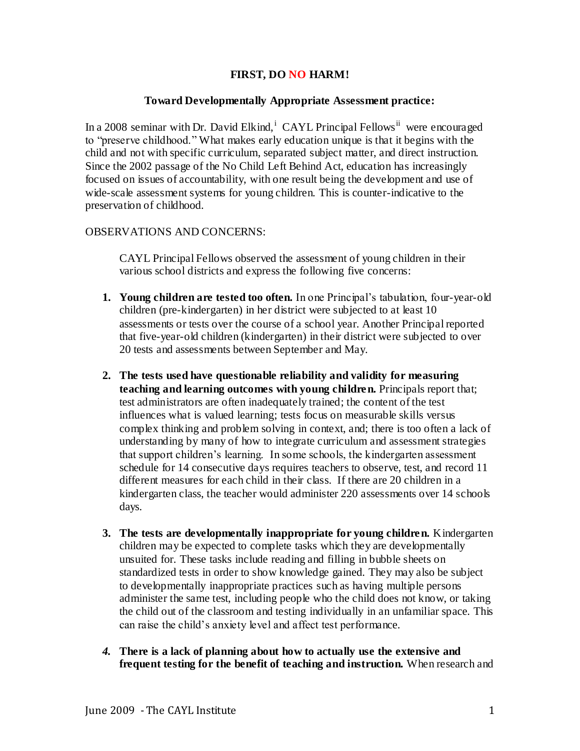# FIRST, DO NO HARM!

## Toward Developmentally Appropriate Assessment practice:

In a 2008 seminar with Dr. David Elkind,[i] CAYL Principal Fellows[ii] were encouraged to "preserve childhood." What makes early education unique is that it begins with the child and not with specific curriculum, separated subject matter, and direct instruction. Since the 2002 passage of the No Child Left Behind Act, education has increasingly focused on issues of accountability, with one result being the development and use of wide-scale assessment systems for young children. This is counter-indicative to the preservation of childhood.

OBSERVATIONS AND CONCERNS:

CAYL Principal Fellows observed the assessment of young children in their various school districts and express the following five concerns:

1. **Young children are tested too often.** In one Principal's tabulation, four-year-old children (pre-kindergarten) in her district were subjected to at least 10 assessments or tests over the course of a school year. Another Principal reported that five-year-old children (kindergarten) in their district were subjected to over 20 tests and assessments between September and May.

2. **The tests used have questionable reliability and validity for measuring teaching and learning outcomes with young children.** Principals report that; test administrators are often inadequately trained; the content of the test influences what is valued learning; tests focus on measurable skills versus complex thinking and problem solving in context, and; there is too often a lack of understanding by many of how to integrate curriculum and assessment strategies that support children's learning. In some schools, the kindergarten assessment schedule for 14 consecutive days requires teachers to observe, test, and record 11 different measures for each child in their class. If there are 20 children in a kindergarten class, the teacher would administer 220 assessments over 14 schools days.

3. **The tests are developmentally inappropriate for young children.** Kindergarten children may be expected to complete tasks which they are developmentally unsuited for. These tasks include reading and filling in bubble sheets on standardized tests in order to show knowledge gained. They may also be subject to developmentally inappropriate practices such as having multiple persons administer the same test, including people who the child does not know, or taking the child out of the classroom and testing individually in an unfamiliar space. This can raise the child's anxiety level and affect test performance.

4. ***There is a lack of planning about how to actually use the extensive and frequent testing for the benefit of teaching and instruction.*** When research and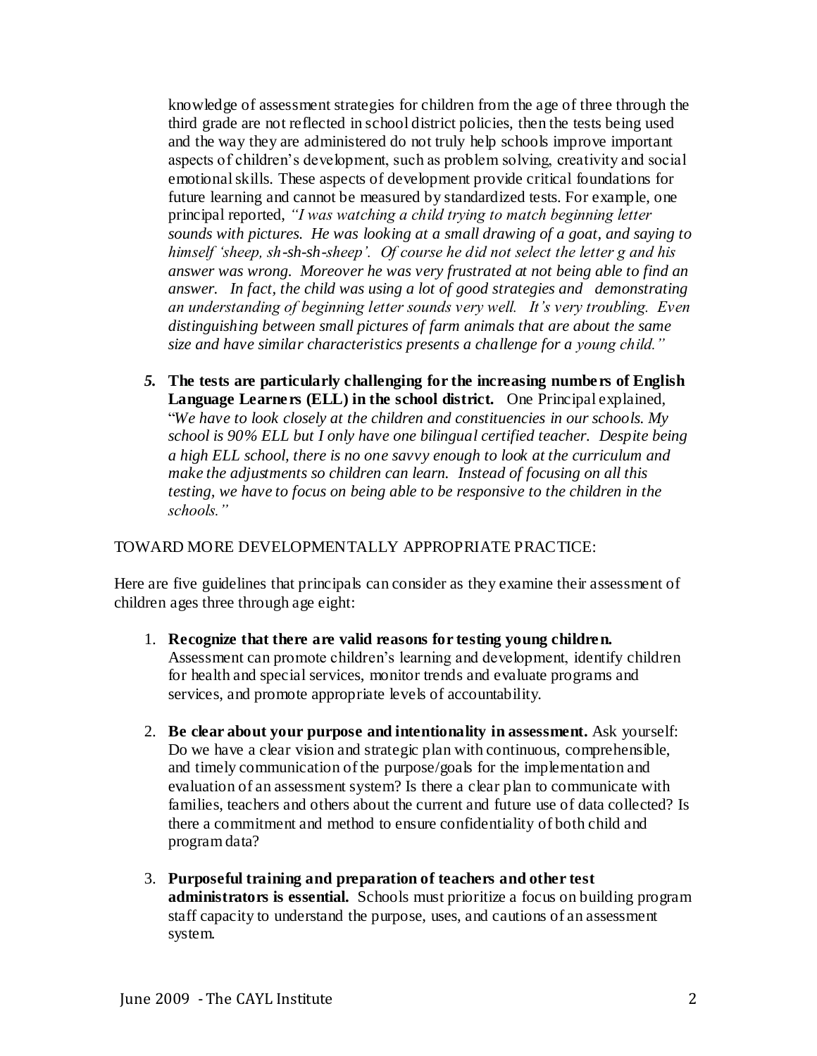knowledge of assessment strategies for children from the age of three through the third grade are not reflected in school district policies, then the tests being used and the way they are administered do not truly help schools improve important aspects of children's development, such as problem solving, creativity and social emotional skills. These aspects of development provide critical foundations for future learning and cannot be measured by standardized tests. For example, one principal reported, *"I was watching a child trying to match beginning letter sounds with pictures. He was looking at a small drawing of a goat, and saying to himself 'sheep, sh-sh-sh-sheep'. Of course he did not select the letter g and his answer was wrong. Moreover he was very frustrated at not being able to find an answer. In fact, the child was using a lot of good strategies and demonstrating an understanding of beginning letter sounds very well. It's very troubling. Even distinguishing between small pictures of farm animals that are about the same size and have similar characteristics presents a challenge for a young child."*

5. **The tests are particularly challenging for the increasing numbers of English Language Learners (ELL) in the school district.** One Principal explained, *"We have to look closely at the children and constituencies in our schools. My school is 90% ELL but I only have one bilingual certified teacher. Despite being a high ELL school, there is no one savvy enough to look at the curriculum and make the adjustments so children can learn. Instead of focusing on all this testing, we have to focus on being able to be responsive to the children in the schools."*

TOWARD MORE DEVELOPMENTALLY APPROPRIATE PRACTICE:

Here are five guidelines that principals can consider as they examine their assessment of children ages three through age eight:

1. **Recognize that there are valid reasons for testing young children.** Assessment can promote children's learning and development, identify children for health and special services, monitor trends and evaluate programs and services, and promote appropriate levels of accountability.

2. **Be clear about your purpose and intentionality in assessment.** Ask yourself: Do we have a clear vision and strategic plan with continuous, comprehensible, and timely communication of the purpose/goals for the implementation and evaluation of an assessment system? Is there a clear plan to communicate with families, teachers and others about the current and future use of data collected? Is there a commitment and method to ensure confidentiality of both child and program data?

3. **Purposeful training and preparation of teachers and other test administrators is essential.** Schools must prioritize a focus on building program staff capacity to understand the purpose, uses, and cautions of an assessment system.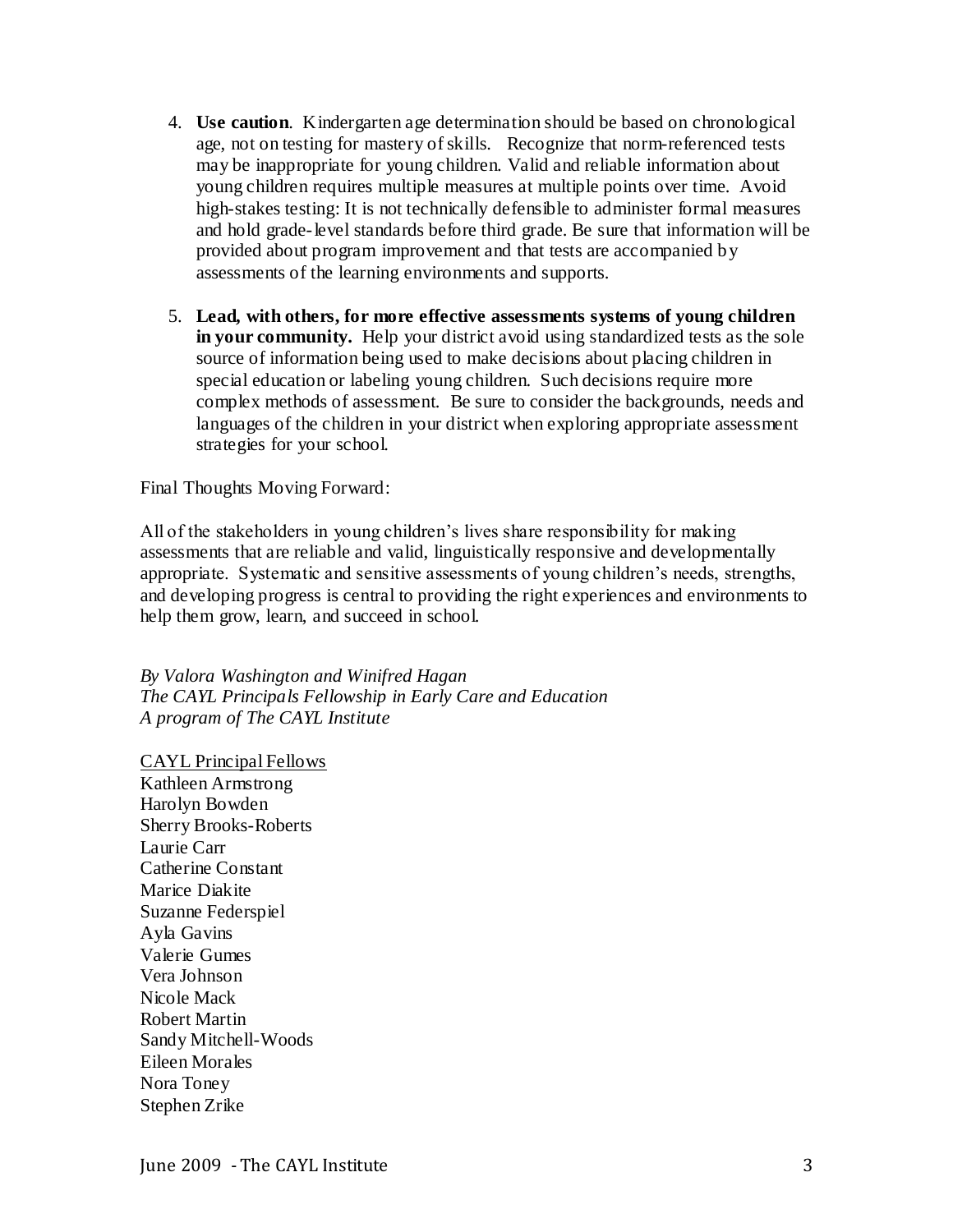4. **Use caution**. Kindergarten age determination should be based on chronological age, not on testing for mastery of skills. Recognize that norm-referenced tests may be inappropriate for young children. Valid and reliable information about young children requires multiple measures at multiple points over time. Avoid high-stakes testing: It is not technically defensible to administer formal measures and hold grade-level standards before third grade. Be sure that information will be provided about program improvement and that tests are accompanied by assessments of the learning environments and supports.

5. **Lead, with others, for more effective assessments systems of young children in your community.** Help your district avoid using standardized tests as the sole source of information being used to make decisions about placing children in special education or labeling young children. Such decisions require more complex methods of assessment. Be sure to consider the backgrounds, needs and languages of the children in your district when exploring appropriate assessment strategies for your school.

Final Thoughts Moving Forward:

All of the stakeholders in young children's lives share responsibility for making assessments that are reliable and valid, linguistically responsive and developmentally appropriate. Systematic and sensitive assessments of young children's needs, strengths, and developing progress is central to providing the right experiences and environments to help them grow, learn, and succeed in school.

*By Valora Washington and Winifred Hagan*
*The CAYL Principals Fellowship in Early Care and Education*
*A program of The CAYL Institute*

CAYL Principal Fellows
Kathleen Armstrong
Harolyn Bowden
Sherry Brooks-Roberts
Laurie Carr
Catherine Constant
Marice Diakite
Suzanne Federspiel
Ayla Gavins
Valerie Gumes
Vera Johnson
Nicole Mack
Robert Martin
Sandy Mitchell-Woods
Eileen Morales
Nora Toney
Stephen Zrike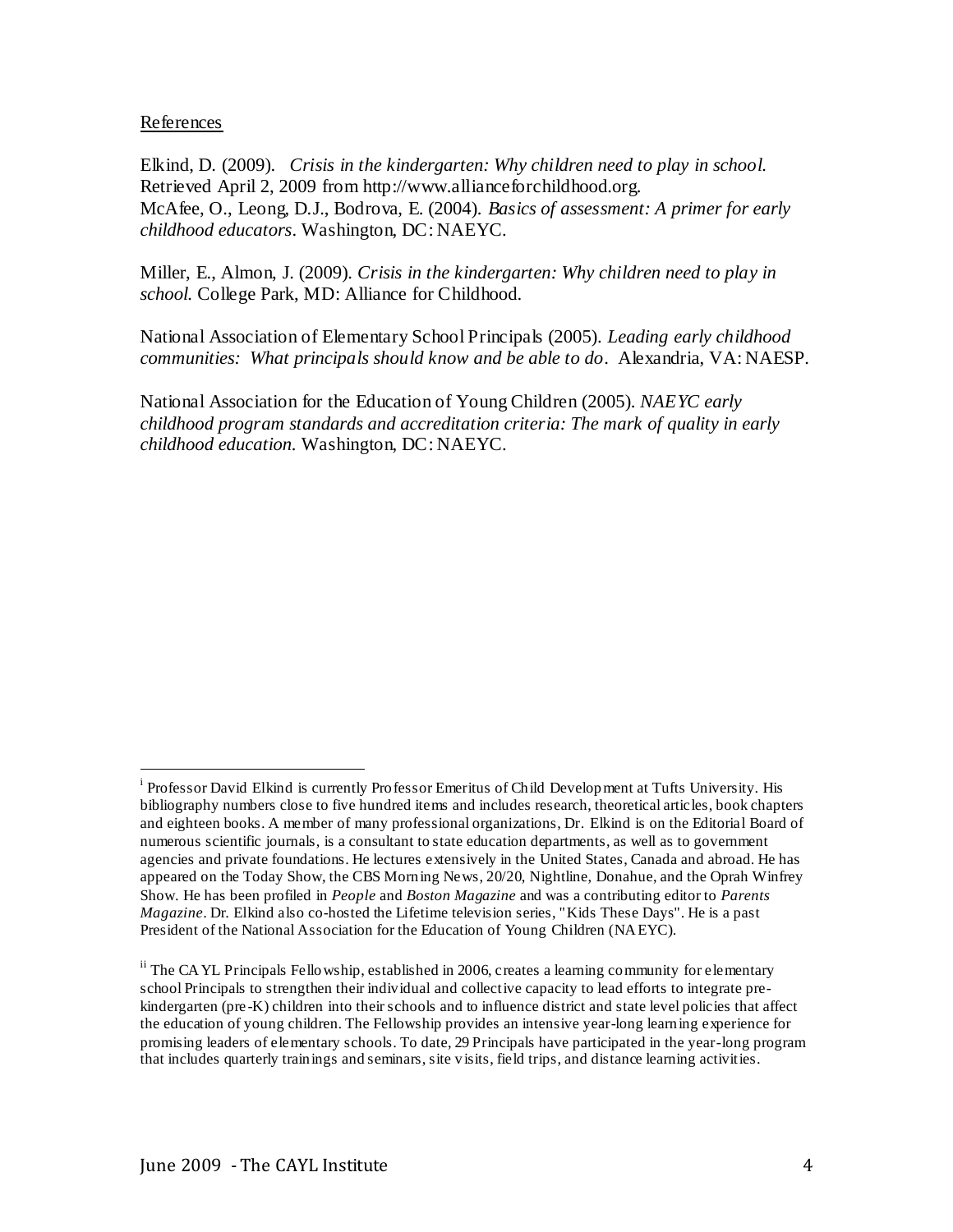References

Elkind, D. (2009). *Crisis in the kindergarten: Why children need to play in school.* Retrieved April 2, 2009 from http://www.allianceforchildhood.org.

McAfee, O., Leong, D.J., Bodrova, E. (2004). *Basics of assessment: A primer for early childhood educators*. Washington, DC: NAEYC.

Miller, E., Almon, J. (2009). *Crisis in the kindergarten: Why children need to play in school.* College Park, MD: Alliance for Childhood.

National Association of Elementary School Principals (2005). *Leading early childhood communities: What principals should know and be able to do*. Alexandria, VA: NAESP.

National Association for the Education of Young Children (2005). *NAEYC early childhood program standards and accreditation criteria: The mark of quality in early childhood education.* Washington, DC: NAEYC.

---

[i] Professor David Elkind is currently Professor Emeritus of Child Development at Tufts University. His bibliography numbers close to five hundred items and includes research, theoretical articles, book chapters and eighteen books. A member of many professional organizations, Dr. Elkind is on the Editorial Board of numerous scientific journals, is a consultant to state education departments, as well as to government agencies and private foundations. He lectures extensively in the United States, Canada and abroad. He has appeared on the Today Show, the CBS Morning News, 20/20, Nightline, Donahue, and the Oprah Winfrey Show. He has been profiled in *People* and *Boston Magazine* and was a contributing editor to *Parents Magazine*. Dr. Elkind also co-hosted the Lifetime television series, "Kids These Days". He is a past President of the National Association for the Education of Young Children (NAEYC).

[ii] The CAYL Principals Fellowship, established in 2006, creates a learning community for elementary school Principals to strengthen their individual and collective capacity to lead efforts to integrate pre-kindergarten (pre-K) children into their schools and to influence district and state level policies that affect the education of young children. The Fellowship provides an intensive year-long learning experience for promising leaders of elementary schools. To date, 29 Principals have participated in the year-long program that includes quarterly trainings and seminars, site visits, field trips, and distance learning activities.